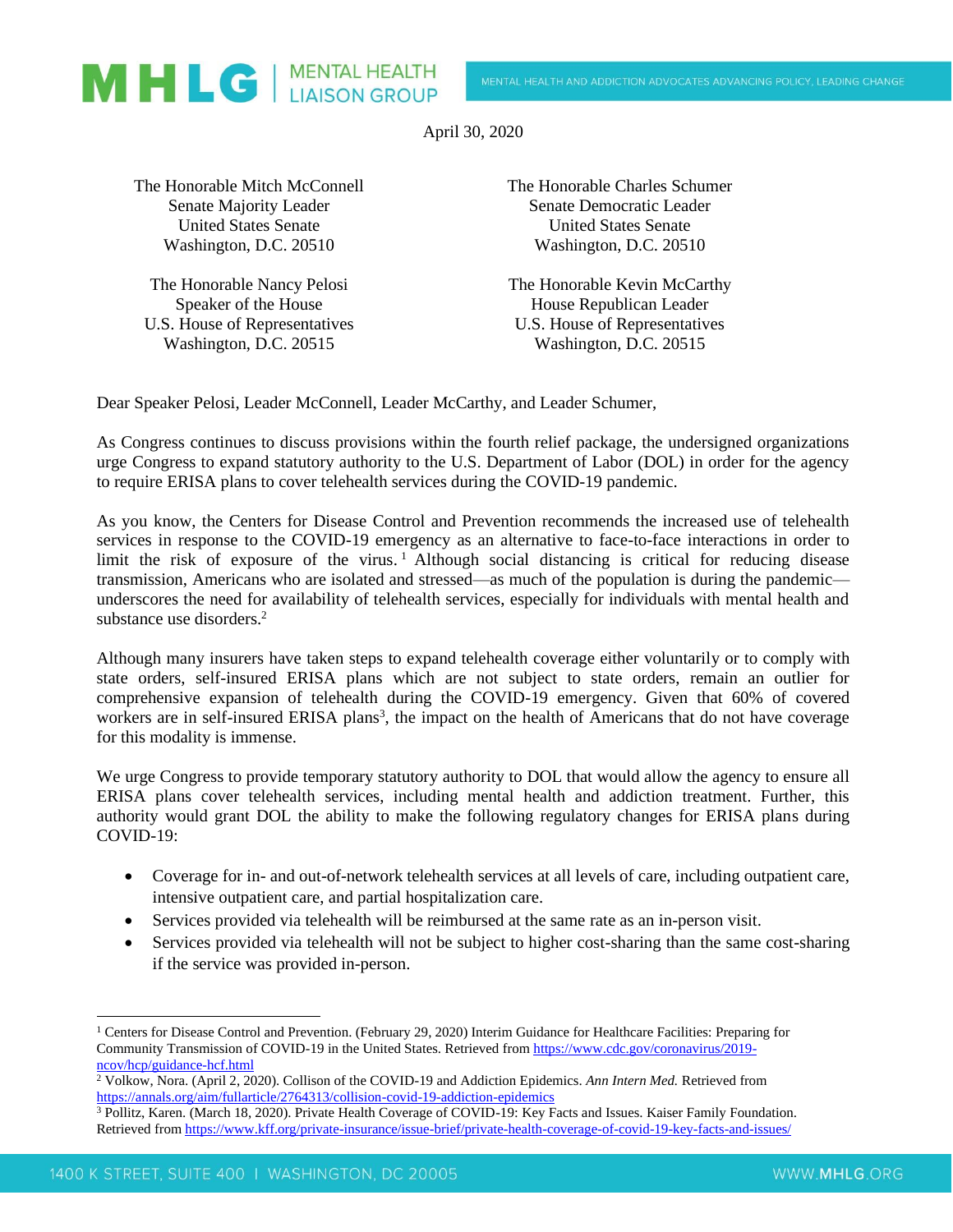**MHLG** | MENTAL HEALTH LIAISON GROUP

MENTAL HEALTH AND ADDICTION ADVOCATES ADVANCING POLICY, LEADING CHANGE

April 30, 2020

The Honorable Mitch McConnell
Senate Majority Leader
United States Senate
Washington, D.C. 20510

The Honorable Charles Schumer
Senate Democratic Leader
United States Senate
Washington, D.C. 20510

The Honorable Nancy Pelosi
Speaker of the House
U.S. House of Representatives
Washington, D.C. 20515

The Honorable Kevin McCarthy
House Republican Leader
U.S. House of Representatives
Washington, D.C. 20515

Dear Speaker Pelosi, Leader McConnell, Leader McCarthy, and Leader Schumer,

As Congress continues to discuss provisions within the fourth relief package, the undersigned organizations urge Congress to expand statutory authority to the U.S. Department of Labor (DOL) in order for the agency to require ERISA plans to cover telehealth services during the COVID-19 pandemic.

As you know, the Centers for Disease Control and Prevention recommends the increased use of telehealth services in response to the COVID-19 emergency as an alternative to face-to-face interactions in order to limit the risk of exposure of the virus.[1] Although social distancing is critical for reducing disease transmission, Americans who are isolated and stressed—as much of the population is during the pandemic—underscores the need for availability of telehealth services, especially for individuals with mental health and substance use disorders.[2]

Although many insurers have taken steps to expand telehealth coverage either voluntarily or to comply with state orders, self-insured ERISA plans which are not subject to state orders, remain an outlier for comprehensive expansion of telehealth during the COVID-19 emergency. Given that 60% of covered workers are in self-insured ERISA plans[3], the impact on the health of Americans that do not have coverage for this modality is immense.

We urge Congress to provide temporary statutory authority to DOL that would allow the agency to ensure all ERISA plans cover telehealth services, including mental health and addiction treatment. Further, this authority would grant DOL the ability to make the following regulatory changes for ERISA plans during COVID-19:

- Coverage for in- and out-of-network telehealth services at all levels of care, including outpatient care, intensive outpatient care, and partial hospitalization care.
- Services provided via telehealth will be reimbursed at the same rate as an in-person visit.
- Services provided via telehealth will not be subject to higher cost-sharing than the same cost-sharing if the service was provided in-person.

---

[1] Centers for Disease Control and Prevention. (February 29, 2020) Interim Guidance for Healthcare Facilities: Preparing for Community Transmission of COVID-19 in the United States. Retrieved from https://www.cdc.gov/coronavirus/2019-ncov/hcp/guidance-hcf.html

[2] Volkow, Nora. (April 2, 2020). Collison of the COVID-19 and Addiction Epidemics. *Ann Intern Med.* Retrieved from https://annals.org/aim/fullarticle/2764313/collision-covid-19-addiction-epidemics

[3] Pollitz, Karen. (March 18, 2020). Private Health Coverage of COVID-19: Key Facts and Issues. Kaiser Family Foundation. Retrieved from https://www.kff.org/private-insurance/issue-brief/private-health-coverage-of-covid-19-key-facts-and-issues/

1400 K STREET, SUITE 400 | WASHINGTON, DC 20005 WWW.MHLG.ORG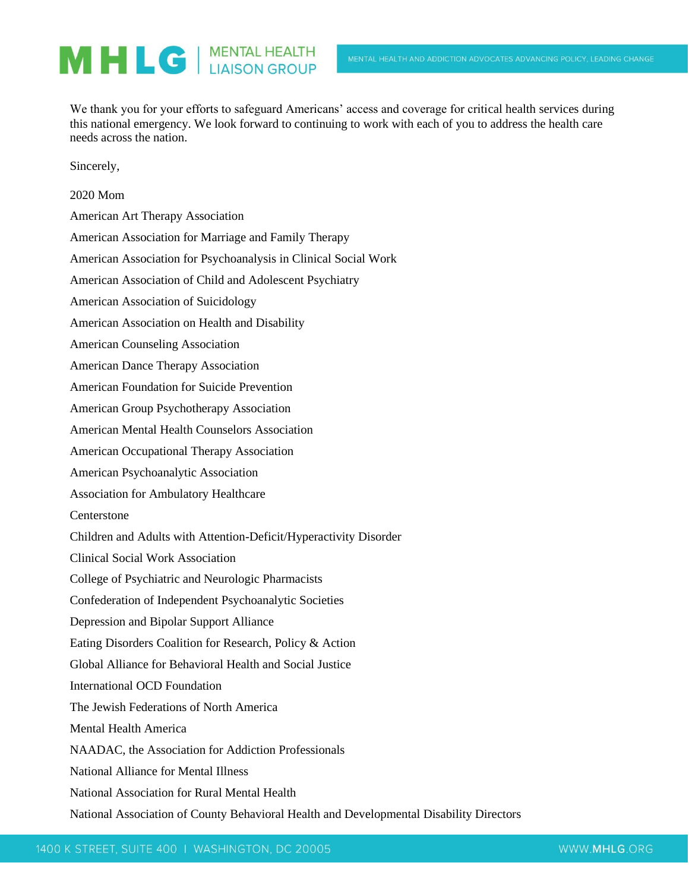We thank you for your efforts to safeguard Americans' access and coverage for critical health services during this national emergency. We look forward to continuing to work with each of you to address the health care needs across the nation.

Sincerely,

2020 Mom

American Art Therapy Association

American Association for Marriage and Family Therapy

American Association for Psychoanalysis in Clinical Social Work

American Association of Child and Adolescent Psychiatry

American Association of Suicidology

American Association on Health and Disability

American Counseling Association

American Dance Therapy Association

American Foundation for Suicide Prevention

American Group Psychotherapy Association

American Mental Health Counselors Association

American Occupational Therapy Association

American Psychoanalytic Association

Association for Ambulatory Healthcare

Centerstone

Children and Adults with Attention-Deficit/Hyperactivity Disorder

Clinical Social Work Association

College of Psychiatric and Neurologic Pharmacists

Confederation of Independent Psychoanalytic Societies

Depression and Bipolar Support Alliance

Eating Disorders Coalition for Research, Policy & Action

Global Alliance for Behavioral Health and Social Justice

International OCD Foundation

The Jewish Federations of North America

Mental Health America

NAADAC, the Association for Addiction Professionals

National Alliance for Mental Illness

National Association for Rural Mental Health

National Association of County Behavioral Health and Developmental Disability Directors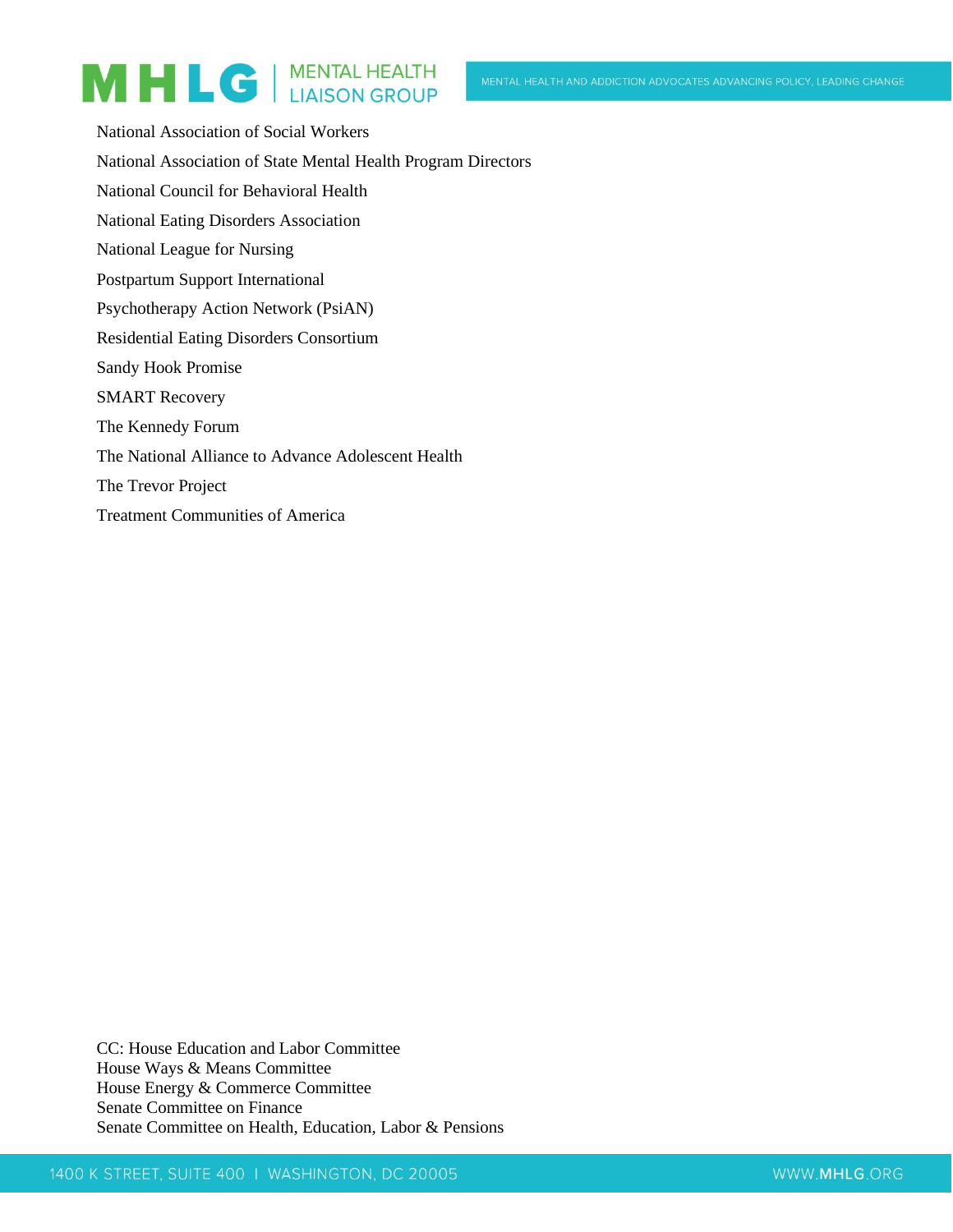National Association of Social Workers

National Association of State Mental Health Program Directors

National Council for Behavioral Health

National Eating Disorders Association

National League for Nursing

Postpartum Support International

Psychotherapy Action Network (PsiAN)

Residential Eating Disorders Consortium

Sandy Hook Promise

SMART Recovery

The Kennedy Forum

The National Alliance to Advance Adolescent Health

The Trevor Project

Treatment Communities of America

CC: House Education and Labor Committee
House Ways & Means Committee
House Energy & Commerce Committee
Senate Committee on Finance
Senate Committee on Health, Education, Labor & Pensions